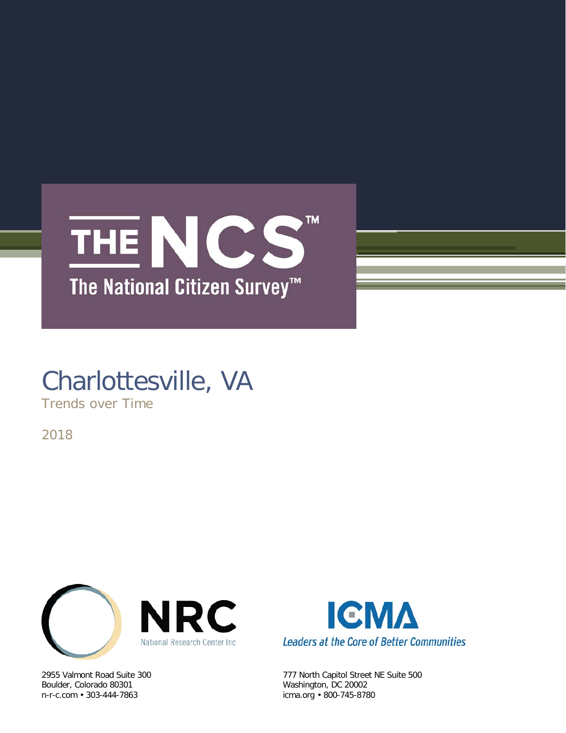# THE NCS™

## The National Citizen Survey™

# Charlottesville, VA

Trends over Time

2018

NRC
National Research Center Inc

2955 Valmont Road Suite 300
Boulder, Colorado 80301
n-r-c.com • 303-444-7863

ICMA
*Leaders at the Core of Better Communities*

777 North Capitol Street NE Suite 500
Washington, DC 20002
icma.org • 800-745-8780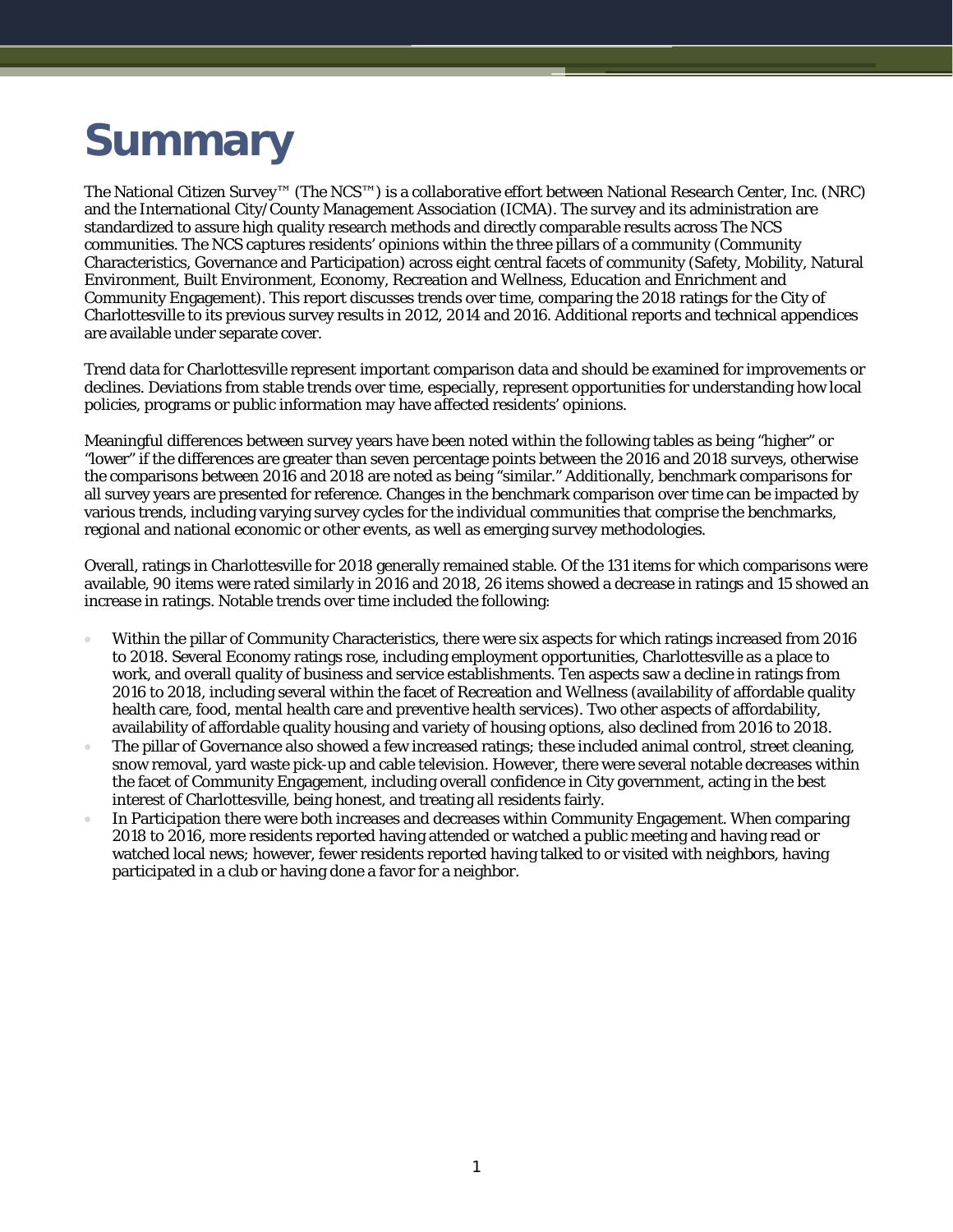# Summary

The National Citizen Survey™ (The NCS™) is a collaborative effort between National Research Center, Inc. (NRC) and the International City/County Management Association (ICMA). The survey and its administration are standardized to assure high quality research methods and directly comparable results across The NCS communities. The NCS captures residents' opinions within the three pillars of a community (Community Characteristics, Governance and Participation) across eight central facets of community (Safety, Mobility, Natural Environment, Built Environment, Economy, Recreation and Wellness, Education and Enrichment and Community Engagement). This report discusses trends over time, comparing the 2018 ratings for the City of Charlottesville to its previous survey results in 2012, 2014 and 2016. Additional reports and technical appendices are available under separate cover.

Trend data for Charlottesville represent important comparison data and should be examined for improvements or declines. Deviations from stable trends over time, especially, represent opportunities for understanding how local policies, programs or public information may have affected residents' opinions.

Meaningful differences between survey years have been noted within the following tables as being "higher" or "lower" if the differences are greater than seven percentage points between the 2016 and 2018 surveys, otherwise the comparisons between 2016 and 2018 are noted as being "similar." Additionally, benchmark comparisons for all survey years are presented for reference. Changes in the benchmark comparison over time can be impacted by various trends, including varying survey cycles for the individual communities that comprise the benchmarks, regional and national economic or other events, as well as emerging survey methodologies.

Overall, ratings in Charlottesville for 2018 generally remained stable. Of the 131 items for which comparisons were available, 90 items were rated similarly in 2016 and 2018, 26 items showed a decrease in ratings and 15 showed an increase in ratings. Notable trends over time included the following:

- Within the pillar of Community Characteristics, there were six aspects for which ratings increased from 2016 to 2018. Several Economy ratings rose, including employment opportunities, Charlottesville as a place to work, and overall quality of business and service establishments. Ten aspects saw a decline in ratings from 2016 to 2018, including several within the facet of Recreation and Wellness (availability of affordable quality health care, food, mental health care and preventive health services). Two other aspects of affordability, availability of affordable quality housing and variety of housing options, also declined from 2016 to 2018.
- The pillar of Governance also showed a few increased ratings; these included animal control, street cleaning, snow removal, yard waste pick-up and cable television. However, there were several notable decreases within the facet of Community Engagement, including overall confidence in City government, acting in the best interest of Charlottesville, being honest, and treating all residents fairly.
- In Participation there were both increases and decreases within Community Engagement. When comparing 2018 to 2016, more residents reported having attended or watched a public meeting and having read or watched local news; however, fewer residents reported having talked to or visited with neighbors, having participated in a club or having done a favor for a neighbor.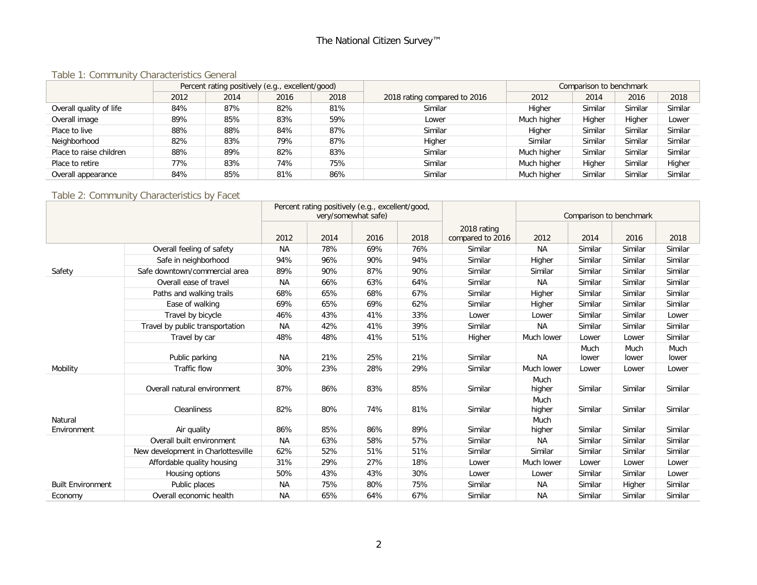The National Citizen Survey™

### Table 1: Community Characteristics General

| | Percent rating positively (e.g., excellent/good) | | | | 2018 rating compared to 2016 | Comparison to benchmark | | | |
|---|---|---|---|---|---|---|---|---|---|
| | 2012 | 2014 | 2016 | 2018 | | 2012 | 2014 | 2016 | 2018 |
| Overall quality of life | 84% | 87% | 82% | 81% | Similar | Higher | Similar | Similar | Similar |
| Overall image | 89% | 85% | 83% | 59% | Lower | Much higher | Higher | Higher | Lower |
| Place to live | 88% | 88% | 84% | 87% | Similar | Higher | Similar | Similar | Similar |
| Neighborhood | 82% | 83% | 79% | 87% | Higher | Similar | Similar | Similar | Similar |
| Place to raise children | 88% | 89% | 82% | 83% | Similar | Much higher | Similar | Similar | Similar |
| Place to retire | 77% | 83% | 74% | 75% | Similar | Much higher | Higher | Similar | Higher |
| Overall appearance | 84% | 85% | 81% | 86% | Similar | Much higher | Similar | Similar | Similar |

### Table 2: Community Characteristics by Facet

| | | Percent rating positively (e.g., excellent/good, very/somewhat safe) | | | | 2018 rating compared to 2016 | Comparison to benchmark | | | |
|---|---|---|---|---|---|---|---|---|---|---|
| | | 2012 | 2014 | 2016 | 2018 | | 2012 | 2014 | 2016 | 2018 |
| Safety | Overall feeling of safety | NA | 78% | 69% | 76% | Similar | NA | Similar | Similar | Similar |
| | Safe in neighborhood | 94% | 96% | 90% | 94% | Similar | Higher | Similar | Similar | Similar |
| | Safe downtown/commercial area | 89% | 90% | 87% | 90% | Similar | Similar | Similar | Similar | Similar |
| Mobility | Overall ease of travel | NA | 66% | 63% | 64% | Similar | NA | Similar | Similar | Similar |
| | Paths and walking trails | 68% | 65% | 68% | 67% | Similar | Higher | Similar | Similar | Similar |
| | Ease of walking | 69% | 65% | 69% | 62% | Similar | Higher | Similar | Similar | Similar |
| | Travel by bicycle | 46% | 43% | 41% | 33% | Lower | Lower | Similar | Similar | Lower |
| | Travel by public transportation | NA | 42% | 41% | 39% | Similar | NA | Similar | Similar | Similar |
| | Travel by car | 48% | 48% | 41% | 51% | Higher | Much lower | Lower | Lower | Similar |
| | Public parking | NA | 21% | 25% | 21% | Similar | NA | Much lower | Much lower | Much lower |
| | Traffic flow | 30% | 23% | 28% | 29% | Similar | Much lower | Lower | Lower | Lower |
| Natural Environment | Overall natural environment | 87% | 86% | 83% | 85% | Similar | Much higher | Similar | Similar | Similar |
| | Cleanliness | 82% | 80% | 74% | 81% | Similar | Much higher | Similar | Similar | Similar |
| | Air quality | 86% | 85% | 86% | 89% | Similar | Much higher | Similar | Similar | Similar |
| Built Environment | Overall built environment | NA | 63% | 58% | 57% | Similar | NA | Similar | Similar | Similar |
| | New development in Charlottesville | 62% | 52% | 51% | 51% | Similar | Similar | Similar | Similar | Similar |
| | Affordable quality housing | 31% | 29% | 27% | 18% | Lower | Much lower | Lower | Lower | Lower |
| | Housing options | 50% | 43% | 43% | 30% | Lower | Lower | Similar | Similar | Lower |
| | Public places | NA | 75% | 80% | 75% | Similar | NA | Similar | Higher | Similar |
| Economy | Overall economic health | NA | 65% | 64% | 67% | Similar | NA | Similar | Similar | Similar |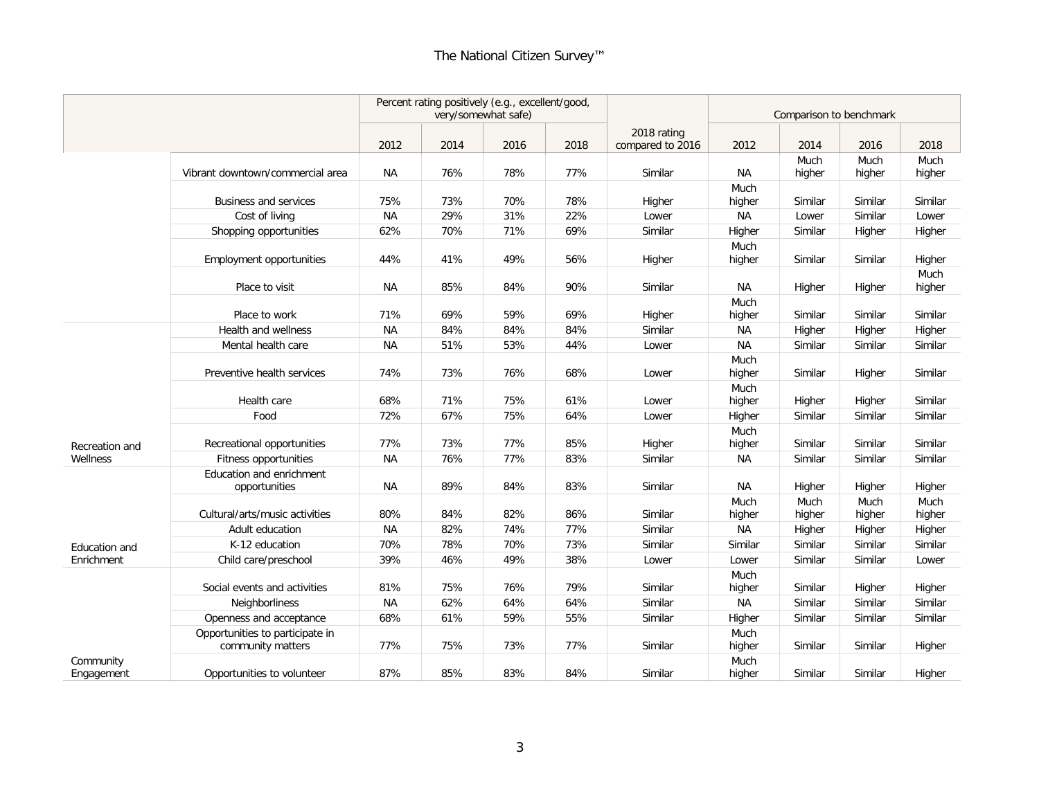| | | Percent rating positively (e.g., excellent/good, very/somewhat safe) | | | | | Comparison to benchmark | | | |
|---|---|---|---|---|---|---|---|---|---|---|
| | | 2012 | 2014 | 2016 | 2018 | 2018 rating compared to 2016 | 2012 | 2014 | 2016 | 2018 |
| | Vibrant downtown/commercial area | NA | 76% | 78% | 77% | Similar | NA | Much higher | Much higher | Much higher |
| | Business and services | 75% | 73% | 70% | 78% | Higher | Much higher | Similar | Similar | Similar |
| | Cost of living | NA | 29% | 31% | 22% | Lower | NA | Lower | Similar | Lower |
| | Shopping opportunities | 62% | 70% | 71% | 69% | Similar | Higher | Similar | Higher | Higher |
| | Employment opportunities | 44% | 41% | 49% | 56% | Higher | Much higher | Similar | Similar | Higher |
| | Place to visit | NA | 85% | 84% | 90% | Similar | NA | Higher | Higher | Much higher |
| | Place to work | 71% | 69% | 59% | 69% | Higher | Much higher | Similar | Similar | Similar |
| Recreation and Wellness | Health and wellness | NA | 84% | 84% | 84% | Similar | NA | Higher | Higher | Higher |
| | Mental health care | NA | 51% | 53% | 44% | Lower | NA | Similar | Similar | Similar |
| | Preventive health services | 74% | 73% | 76% | 68% | Lower | Much higher | Similar | Higher | Similar |
| | Health care | 68% | 71% | 75% | 61% | Lower | Much higher | Higher | Higher | Similar |
| | Food | 72% | 67% | 75% | 64% | Lower | Higher | Similar | Similar | Similar |
| | Recreational opportunities | 77% | 73% | 77% | 85% | Higher | Much higher | Similar | Similar | Similar |
| | Fitness opportunities | NA | 76% | 77% | 83% | Similar | NA | Similar | Similar | Similar |
| Education and Enrichment | Education and enrichment opportunities | NA | 89% | 84% | 83% | Similar | NA | Higher | Higher | Higher |
| | Cultural/arts/music activities | 80% | 84% | 82% | 86% | Similar | Much higher | Much higher | Much higher | Much higher |
| | Adult education | NA | 82% | 74% | 77% | Similar | NA | Higher | Higher | Higher |
| | K-12 education | 70% | 78% | 70% | 73% | Similar | Similar | Similar | Similar | Similar |
| | Child care/preschool | 39% | 46% | 49% | 38% | Lower | Lower | Similar | Similar | Lower |
| Community Engagement | Social events and activities | 81% | 75% | 76% | 79% | Similar | Much higher | Similar | Higher | Higher |
| | Neighborliness | NA | 62% | 64% | 64% | Similar | NA | Similar | Similar | Similar |
| | Openness and acceptance | 68% | 61% | 59% | 55% | Similar | Higher | Similar | Similar | Similar |
| | Opportunities to participate in community matters | 77% | 75% | 73% | 77% | Similar | Much higher | Similar | Similar | Higher |
| | Opportunities to volunteer | 87% | 85% | 83% | 84% | Similar | Much higher | Similar | Similar | Higher |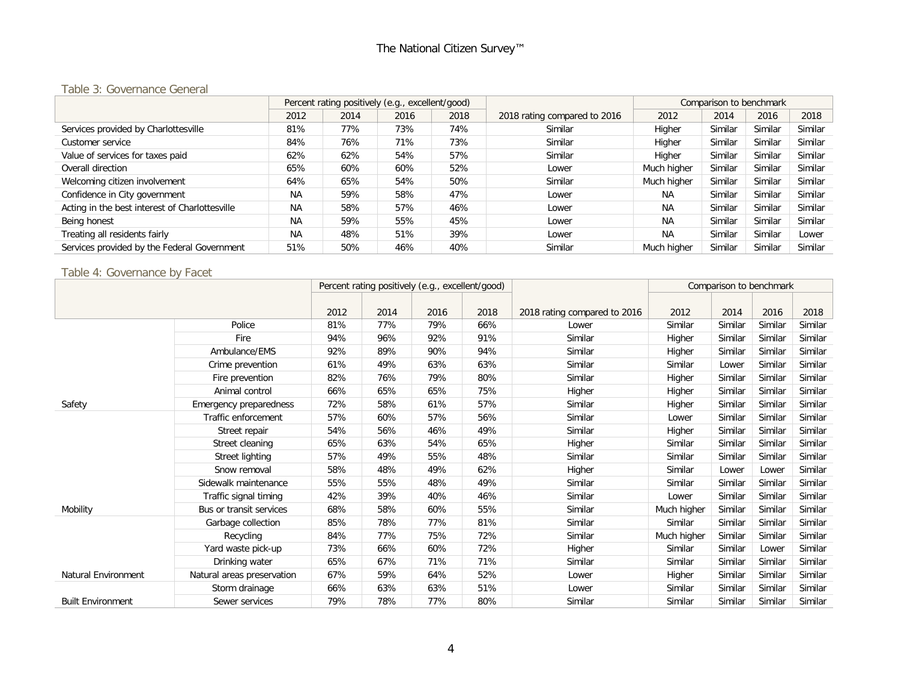### Table 3: Governance General

| | Percent rating positively (e.g., excellent/good) | | | | | Comparison to benchmark | | | |
|---|---|---|---|---|---|---|---|---|---|
| | 2012 | 2014 | 2016 | 2018 | 2018 rating compared to 2016 | 2012 | 2014 | 2016 | 2018 |
| Services provided by Charlottesville | 81% | 77% | 73% | 74% | Similar | Higher | Similar | Similar | Similar |
| Customer service | 84% | 76% | 71% | 73% | Similar | Higher | Similar | Similar | Similar |
| Value of services for taxes paid | 62% | 62% | 54% | 57% | Similar | Higher | Similar | Similar | Similar |
| Overall direction | 65% | 60% | 60% | 52% | Lower | Much higher | Similar | Similar | Similar |
| Welcoming citizen involvement | 64% | 65% | 54% | 50% | Similar | Much higher | Similar | Similar | Similar |
| Confidence in City government | NA | 59% | 58% | 47% | Lower | NA | Similar | Similar | Similar |
| Acting in the best interest of Charlottesville | NA | 58% | 57% | 46% | Lower | NA | Similar | Similar | Similar |
| Being honest | NA | 59% | 55% | 45% | Lower | NA | Similar | Similar | Similar |
| Treating all residents fairly | NA | 48% | 51% | 39% | Lower | NA | Similar | Similar | Lower |
| Services provided by the Federal Government | 51% | 50% | 46% | 40% | Similar | Much higher | Similar | Similar | Similar |

### Table 4: Governance by Facet

| | | Percent rating positively (e.g., excellent/good) | | | | | Comparison to benchmark | | | |
|---|---|---|---|---|---|---|---|---|---|---|
| | | 2012 | 2014 | 2016 | 2018 | 2018 rating compared to 2016 | 2012 | 2014 | 2016 | 2018 |
| Safety | Police | 81% | 77% | 79% | 66% | Lower | Similar | Similar | Similar | Similar |
| | Fire | 94% | 96% | 92% | 91% | Similar | Higher | Similar | Similar | Similar |
| | Ambulance/EMS | 92% | 89% | 90% | 94% | Similar | Higher | Similar | Similar | Similar |
| | Crime prevention | 61% | 49% | 63% | 63% | Similar | Similar | Lower | Similar | Similar |
| | Fire prevention | 82% | 76% | 79% | 80% | Similar | Higher | Similar | Similar | Similar |
| | Animal control | 66% | 65% | 65% | 75% | Higher | Higher | Similar | Similar | Similar |
| | Emergency preparedness | 72% | 58% | 61% | 57% | Similar | Higher | Similar | Similar | Similar |
| Mobility | Traffic enforcement | 57% | 60% | 57% | 56% | Similar | Lower | Similar | Similar | Similar |
| | Street repair | 54% | 56% | 46% | 49% | Similar | Higher | Similar | Similar | Similar |
| | Street cleaning | 65% | 63% | 54% | 65% | Higher | Similar | Similar | Similar | Similar |
| | Street lighting | 57% | 49% | 55% | 48% | Similar | Similar | Similar | Similar | Similar |
| | Snow removal | 58% | 48% | 49% | 62% | Higher | Similar | Lower | Lower | Similar |
| | Sidewalk maintenance | 55% | 55% | 48% | 49% | Similar | Similar | Similar | Similar | Similar |
| | Traffic signal timing | 42% | 39% | 40% | 46% | Similar | Lower | Similar | Similar | Similar |
| | Bus or transit services | 68% | 58% | 60% | 55% | Similar | Much higher | Similar | Similar | Similar |
| Natural Environment | Garbage collection | 85% | 78% | 77% | 81% | Similar | Similar | Similar | Similar | Similar |
| | Recycling | 84% | 77% | 75% | 72% | Similar | Much higher | Similar | Similar | Similar |
| | Yard waste pick-up | 73% | 66% | 60% | 72% | Higher | Similar | Similar | Lower | Similar |
| | Drinking water | 65% | 67% | 71% | 71% | Similar | Similar | Similar | Similar | Similar |
| | Natural areas preservation | 67% | 59% | 64% | 52% | Lower | Higher | Similar | Similar | Similar |
| Built Environment | Storm drainage | 66% | 63% | 63% | 51% | Lower | Similar | Similar | Similar | Similar |
| | Sewer services | 79% | 78% | 77% | 80% | Similar | Similar | Similar | Similar | Similar |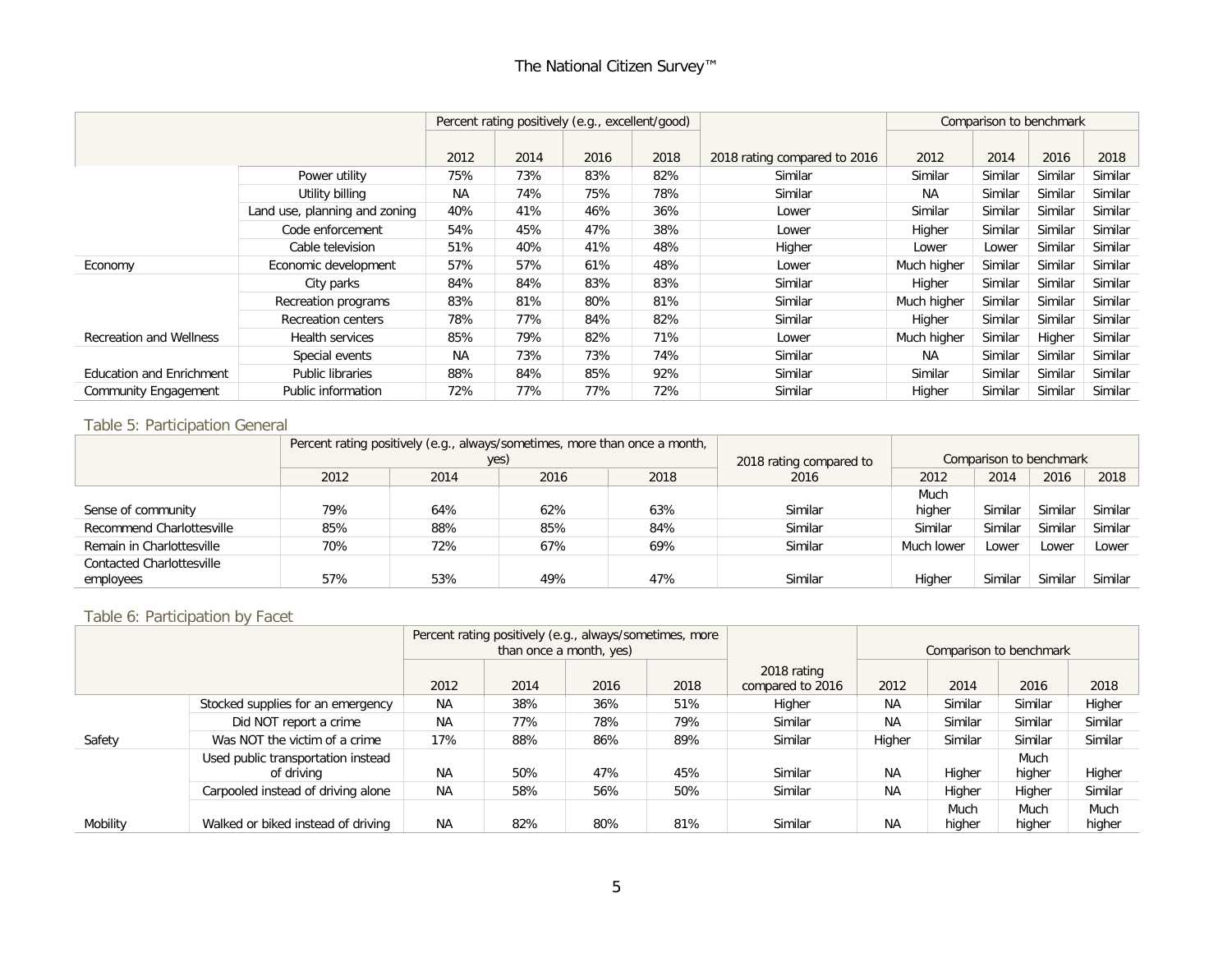| | | Percent rating positively (e.g., excellent/good) | | | | | Comparison to benchmark | | | |
|---|---|---|---|---|---|---|---|---|---|---|
| | | 2012 | 2014 | 2016 | 2018 | 2018 rating compared to 2016 | 2012 | 2014 | 2016 | 2018 |
| | Power utility | 75% | 73% | 83% | 82% | Similar | Similar | Similar | Similar | Similar |
| | Utility billing | NA | 74% | 75% | 78% | Similar | NA | Similar | Similar | Similar |
| | Land use, planning and zoning | 40% | 41% | 46% | 36% | Lower | Similar | Similar | Similar | Similar |
| | Code enforcement | 54% | 45% | 47% | 38% | Lower | Higher | Similar | Similar | Similar |
| | Cable television | 51% | 40% | 41% | 48% | Higher | Lower | Lower | Similar | Similar |
| Economy | Economic development | 57% | 57% | 61% | 48% | Lower | Much higher | Similar | Similar | Similar |
| | City parks | 84% | 84% | 83% | 83% | Similar | Higher | Similar | Similar | Similar |
| | Recreation programs | 83% | 81% | 80% | 81% | Similar | Much higher | Similar | Similar | Similar |
| | Recreation centers | 78% | 77% | 84% | 82% | Similar | Higher | Similar | Similar | Similar |
| Recreation and Wellness | Health services | 85% | 79% | 82% | 71% | Lower | Much higher | Similar | Higher | Similar |
| | Special events | NA | 73% | 73% | 74% | Similar | NA | Similar | Similar | Similar |
| Education and Enrichment | Public libraries | 88% | 84% | 85% | 92% | Similar | Similar | Similar | Similar | Similar |
| Community Engagement | Public information | 72% | 77% | 77% | 72% | Similar | Higher | Similar | Similar | Similar |

## Table 5: Participation General

| | Percent rating positively (e.g., always/sometimes, more than once a month, yes) | | | | 2018 rating compared to 2016 | Comparison to benchmark | | | |
|---|---|---|---|---|---|---|---|---|---|
| | 2012 | 2014 | 2016 | 2018 | | 2012 | 2014 | 2016 | 2018 |
| Sense of community | 79% | 64% | 62% | 63% | Similar | Much higher | Similar | Similar | Similar |
| Recommend Charlottesville | 85% | 88% | 85% | 84% | Similar | Similar | Similar | Similar | Similar |
| Remain in Charlottesville | 70% | 72% | 67% | 69% | Similar | Much lower | Lower | Lower | Lower |
| Contacted Charlottesville employees | 57% | 53% | 49% | 47% | Similar | Higher | Similar | Similar | Similar |

## Table 6: Participation by Facet

| | | Percent rating positively (e.g., always/sometimes, more than once a month, yes) | | | | | Comparison to benchmark | | | |
|---|---|---|---|---|---|---|---|---|---|---|
| | | 2012 | 2014 | 2016 | 2018 | 2018 rating compared to 2016 | 2012 | 2014 | 2016 | 2018 |
| | Stocked supplies for an emergency | NA | 38% | 36% | 51% | Higher | NA | Similar | Similar | Higher |
| | Did NOT report a crime | NA | 77% | 78% | 79% | Similar | NA | Similar | Similar | Similar |
| Safety | Was NOT the victim of a crime | 17% | 88% | 86% | 89% | Similar | Higher | Similar | Similar | Similar |
| | Used public transportation instead of driving | NA | 50% | 47% | 45% | Similar | NA | Higher | Much higher | Higher |
| | Carpooled instead of driving alone | NA | 58% | 56% | 50% | Similar | NA | Higher | Higher | Similar |
| Mobility | Walked or biked instead of driving | NA | 82% | 80% | 81% | Similar | NA | Much higher | Much higher | Much higher |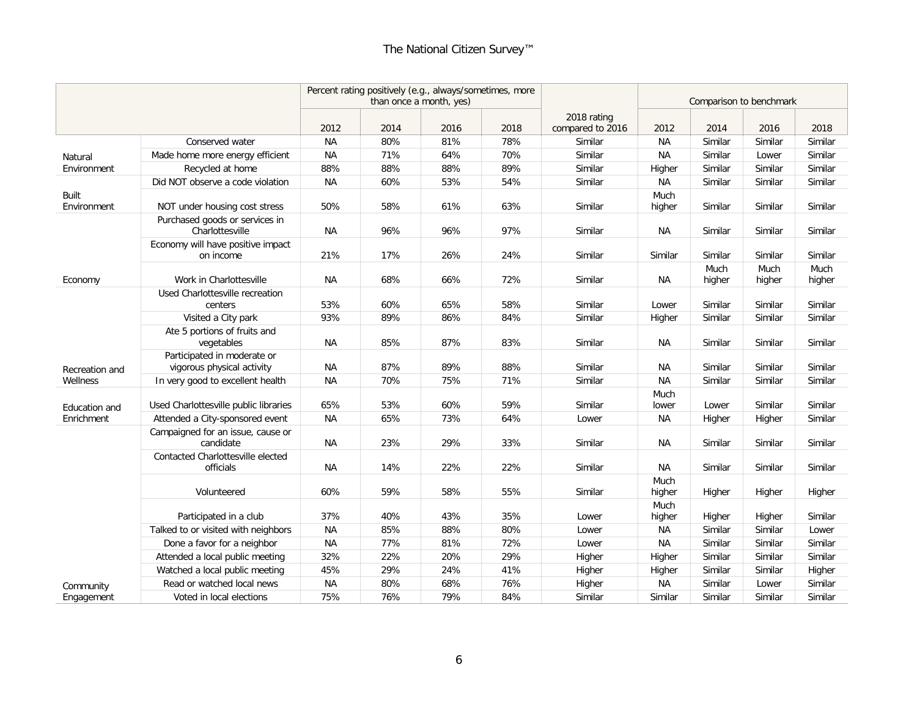| | | Percent rating positively (e.g., always/sometimes, more than once a month, yes) | | | | | Comparison to benchmark | | | |
|---|---|---|---|---|---|---|---|---|---|---|
| | | 2012 | 2014 | 2016 | 2018 | 2018 rating compared to 2016 | 2012 | 2014 | 2016 | 2018 |
| Natural Environment | Conserved water | NA | 80% | 81% | 78% | Similar | NA | Similar | Similar | Similar |
| | Made home more energy efficient | NA | 71% | 64% | 70% | Similar | NA | Similar | Lower | Similar |
| | Recycled at home | 88% | 88% | 88% | 89% | Similar | Higher | Similar | Similar | Similar |
| Built Environment | Did NOT observe a code violation | NA | 60% | 53% | 54% | Similar | NA | Similar | Similar | Similar |
| | NOT under housing cost stress | 50% | 58% | 61% | 63% | Similar | Much higher | Similar | Similar | Similar |
| Economy | Purchased goods or services in Charlottesville | NA | 96% | 96% | 97% | Similar | NA | Similar | Similar | Similar |
| | Economy will have positive impact on income | 21% | 17% | 26% | 24% | Similar | Similar | Similar | Similar | Similar |
| | Work in Charlottesville | NA | 68% | 66% | 72% | Similar | NA | Much higher | Much higher | Much higher |
| Recreation and Wellness | Used Charlottesville recreation centers | 53% | 60% | 65% | 58% | Similar | Lower | Similar | Similar | Similar |
| | Visited a City park | 93% | 89% | 86% | 84% | Similar | Higher | Similar | Similar | Similar |
| | Ate 5 portions of fruits and vegetables | NA | 85% | 87% | 83% | Similar | NA | Similar | Similar | Similar |
| | Participated in moderate or vigorous physical activity | NA | 87% | 89% | 88% | Similar | NA | Similar | Similar | Similar |
| | In very good to excellent health | NA | 70% | 75% | 71% | Similar | NA | Similar | Similar | Similar |
| Education and Enrichment | Used Charlottesville public libraries | 65% | 53% | 60% | 59% | Similar | Much lower | Lower | Similar | Similar |
| | Attended a City-sponsored event | NA | 65% | 73% | 64% | Lower | NA | Higher | Higher | Similar |
| Community Engagement | Campaigned for an issue, cause or candidate | NA | 23% | 29% | 33% | Similar | NA | Similar | Similar | Similar |
| | Contacted Charlottesville elected officials | NA | 14% | 22% | 22% | Similar | NA | Similar | Similar | Similar |
| | Volunteered | 60% | 59% | 58% | 55% | Similar | Much higher | Higher | Higher | Higher |
| | Participated in a club | 37% | 40% | 43% | 35% | Lower | Much higher | Higher | Higher | Similar |
| | Talked to or visited with neighbors | NA | 85% | 88% | 80% | Lower | NA | Similar | Similar | Lower |
| | Done a favor for a neighbor | NA | 77% | 81% | 72% | Lower | NA | Similar | Similar | Similar |
| | Attended a local public meeting | 32% | 22% | 20% | 29% | Higher | Higher | Similar | Similar | Similar |
| | Watched a local public meeting | 45% | 29% | 24% | 41% | Higher | Higher | Similar | Similar | Higher |
| | Read or watched local news | NA | 80% | 68% | 76% | Higher | NA | Similar | Lower | Similar |
| | Voted in local elections | 75% | 76% | 79% | 84% | Similar | Similar | Similar | Similar | Similar |